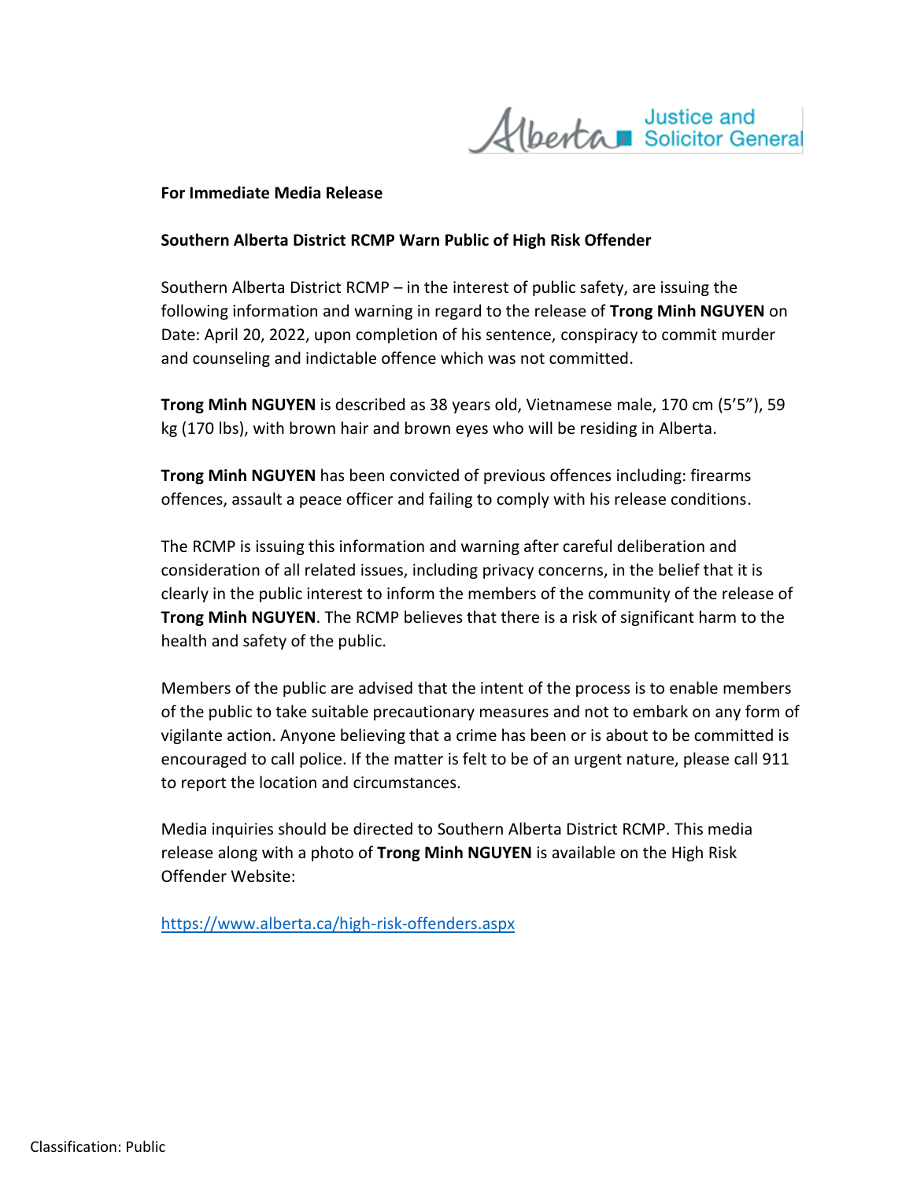Alberta Justice and Solicitor General

**For Immediate Media Release**

**Southern Alberta District RCMP Warn Public of High Risk Offender**

Southern Alberta District RCMP – in the interest of public safety, are issuing the following information and warning in regard to the release of **Trong Minh NGUYEN** on Date: April 20, 2022, upon completion of his sentence, conspiracy to commit murder and counseling and indictable offence which was not committed.

**Trong Minh NGUYEN** is described as 38 years old, Vietnamese male, 170 cm (5'5"), 59 kg (170 lbs), with brown hair and brown eyes who will be residing in Alberta.

**Trong Minh NGUYEN** has been convicted of previous offences including: firearms offences, assault a peace officer and failing to comply with his release conditions.

The RCMP is issuing this information and warning after careful deliberation and consideration of all related issues, including privacy concerns, in the belief that it is clearly in the public interest to inform the members of the community of the release of **Trong Minh NGUYEN**. The RCMP believes that there is a risk of significant harm to the health and safety of the public.

Members of the public are advised that the intent of the process is to enable members of the public to take suitable precautionary measures and not to embark on any form of vigilante action. Anyone believing that a crime has been or is about to be committed is encouraged to call police. If the matter is felt to be of an urgent nature, please call 911 to report the location and circumstances.

Media inquiries should be directed to Southern Alberta District RCMP. This media release along with a photo of **Trong Minh NGUYEN** is available on the High Risk Offender Website:

https://www.alberta.ca/high-risk-offenders.aspx

Classification: Public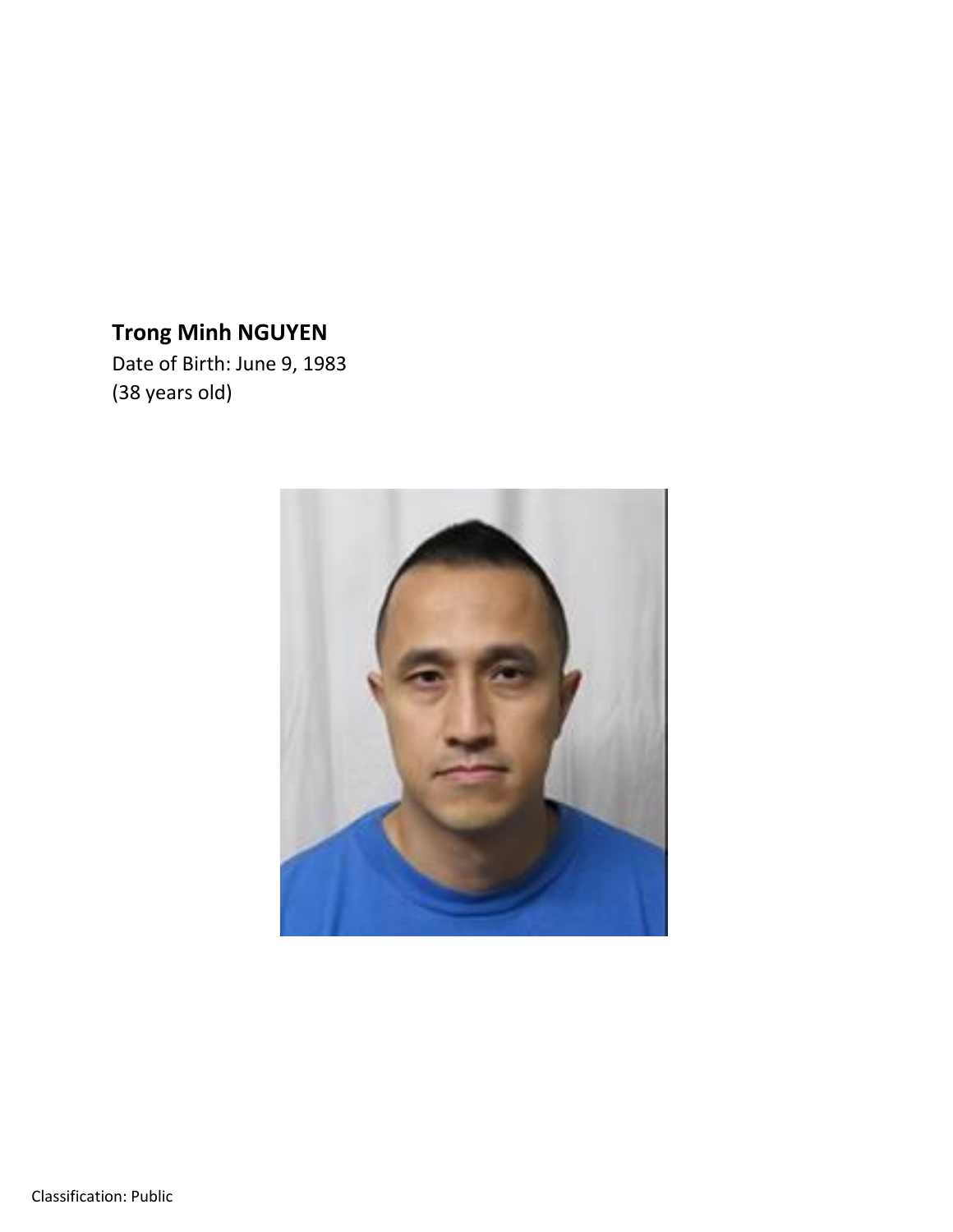**Trong Minh NGUYEN**
Date of Birth: June 9, 1983
(38 years old)

Classification: Public